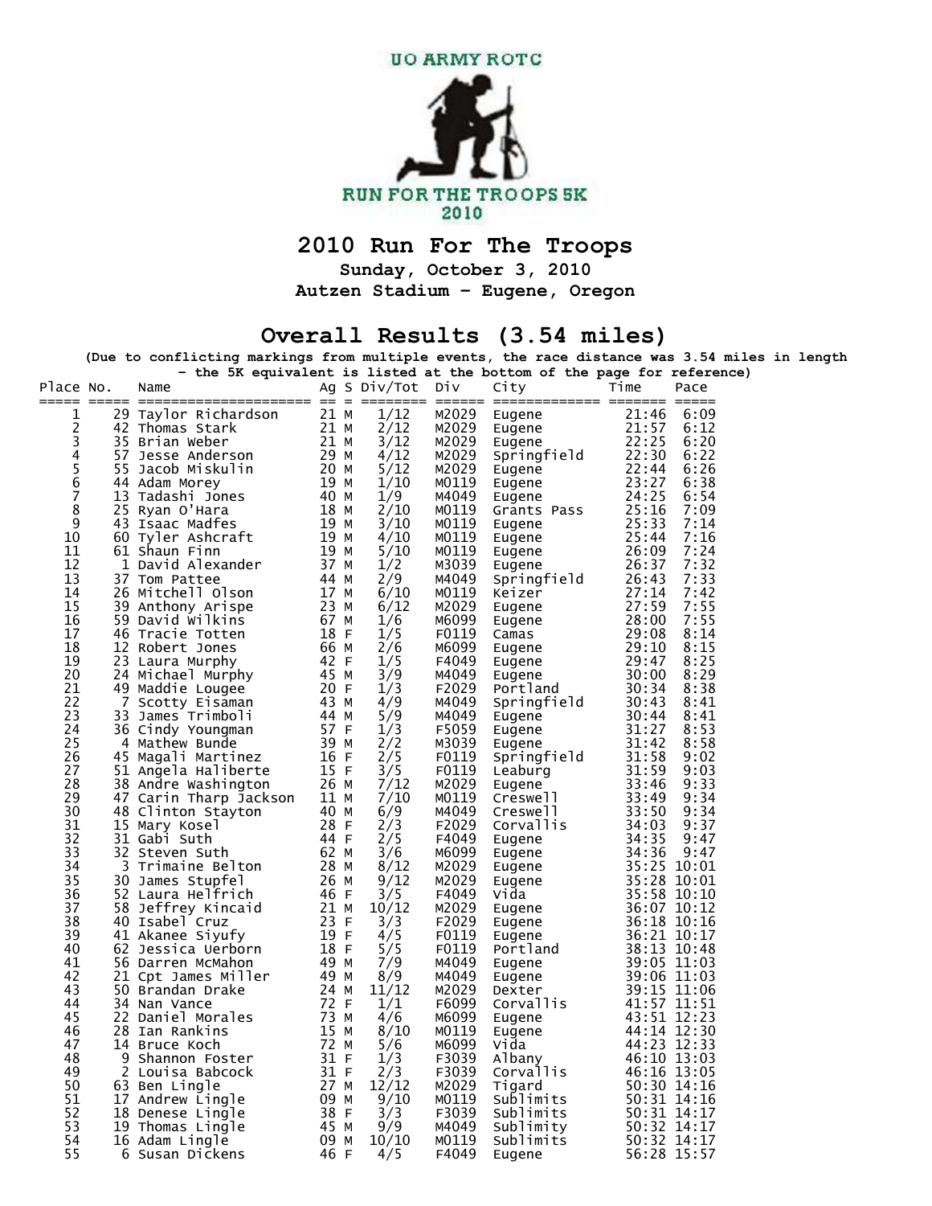UO ARMY ROTC

RUN FOR THE TROOPS 5K
2010

# 2010 Run For The Troops

**Sunday, October 3, 2010**

**Autzen Stadium - Eugene, Oregon**

## Overall Results (3.54 miles)

**(Due to conflicting markings from multiple events, the race distance was 3.54 miles in length - the 5K equivalent is listed at the bottom of the page for reference)**

| Place | No. | Name | Ag | S | Div/Tot | Div | City | Time | Pace |
|---|---|---|---|---|---|---|---|---|---|
| 1 | 29 | Taylor Richardson | 21 | M | 1/12 | M2029 | Eugene | 21:46 | 6:09 |
| 2 | 42 | Thomas Stark | 21 | M | 2/12 | M2029 | Eugene | 21:57 | 6:12 |
| 3 | 35 | Brian Weber | 21 | M | 3/12 | M2029 | Eugene | 22:25 | 6:20 |
| 4 | 57 | Jesse Anderson | 29 | M | 4/12 | M2029 | Springfield | 22:30 | 6:22 |
| 5 | 55 | Jacob Miskulin | 20 | M | 5/12 | M2029 | Eugene | 22:44 | 6:26 |
| 6 | 44 | Adam Morey | 19 | M | 1/10 | M0119 | Eugene | 23:27 | 6:38 |
| 7 | 13 | Tadashi Jones | 40 | M | 1/9 | M4049 | Eugene | 24:25 | 6:54 |
| 8 | 25 | Ryan O'Hara | 18 | M | 2/10 | M0119 | Grants Pass | 25:16 | 7:09 |
| 9 | 43 | Isaac Madfes | 19 | M | 3/10 | M0119 | Eugene | 25:33 | 7:14 |
| 10 | 60 | Tyler Ashcraft | 19 | M | 4/10 | M0119 | Eugene | 25:44 | 7:16 |
| 11 | 61 | Shaun Finn | 19 | M | 5/10 | M0119 | Eugene | 26:09 | 7:24 |
| 12 | 1 | David Alexander | 37 | M | 1/2 | M3039 | Eugene | 26:37 | 7:32 |
| 13 | 37 | Tom Pattee | 44 | M | 2/9 | M4049 | Springfield | 26:43 | 7:33 |
| 14 | 26 | Mitchell Olson | 17 | M | 6/10 | M0119 | Keizer | 27:14 | 7:42 |
| 15 | 39 | Anthony Arispe | 23 | M | 6/12 | M2029 | Eugene | 27:59 | 7:55 |
| 16 | 59 | David Wilkins | 67 | M | 1/6 | M6099 | Eugene | 28:00 | 7:55 |
| 17 | 46 | Tracie Totten | 18 | F | 1/5 | F0119 | Camas | 29:08 | 8:14 |
| 18 | 12 | Robert Jones | 66 | M | 2/6 | M6099 | Eugene | 29:10 | 8:15 |
| 19 | 23 | Laura Murphy | 42 | F | 1/5 | F4049 | Eugene | 29:47 | 8:25 |
| 20 | 24 | Michael Murphy | 45 | M | 3/9 | M4049 | Eugene | 30:00 | 8:29 |
| 21 | 49 | Maddie Lougee | 20 | F | 1/3 | F2029 | Portland | 30:34 | 8:38 |
| 22 | 7 | Scotty Eisaman | 43 | M | 4/9 | M4049 | Springfield | 30:43 | 8:41 |
| 23 | 33 | James Trimboli | 44 | M | 5/9 | M4049 | Eugene | 30:44 | 8:41 |
| 24 | 36 | Cindy Youngman | 57 | F | 1/3 | F5059 | Eugene | 31:27 | 8:53 |
| 25 | 4 | Mathew Bunde | 39 | M | 2/2 | M3039 | Eugene | 31:42 | 8:58 |
| 26 | 45 | Magali Martinez | 16 | F | 2/5 | F0119 | Springfield | 31:58 | 9:02 |
| 27 | 51 | Angela Haliberte | 15 | F | 3/5 | F0119 | Leaburg | 31:59 | 9:03 |
| 28 | 38 | Andre Washington | 26 | M | 7/12 | M2029 | Eugene | 33:46 | 9:33 |
| 29 | 47 | Carin Tharp Jackson | 11 | M | 7/10 | M0119 | Creswell | 33:49 | 9:34 |
| 30 | 48 | Clinton Stayton | 40 | M | 6/9 | M4049 | Creswell | 33:50 | 9:34 |
| 31 | 15 | Mary Kosel | 28 | F | 2/3 | F2029 | Corvallis | 34:03 | 9:37 |
| 32 | 31 | Gabi Suth | 44 | F | 2/5 | F4049 | Eugene | 34:35 | 9:47 |
| 33 | 32 | Steven Suth | 62 | M | 3/6 | M6099 | Eugene | 34:36 | 9:47 |
| 34 | 3 | Trimaine Belton | 28 | M | 8/12 | M2029 | Eugene | 35:25 | 10:01 |
| 35 | 30 | James Stupfel | 26 | M | 9/12 | M2029 | Eugene | 35:28 | 10:01 |
| 36 | 52 | Laura Helfrich | 46 | F | 3/5 | F4049 | Vida | 35:58 | 10:10 |
| 37 | 58 | Jeffrey Kincaid | 21 | M | 10/12 | M2029 | Eugene | 36:07 | 10:12 |
| 38 | 40 | Isabel Cruz | 23 | F | 3/3 | F2029 | Eugene | 36:18 | 10:16 |
| 39 | 41 | Akanee Siyufy | 19 | F | 4/5 | F0119 | Eugene | 36:21 | 10:17 |
| 40 | 62 | Jessica Uerborn | 18 | F | 5/5 | F0119 | Portland | 38:13 | 10:48 |
| 41 | 56 | Darren McMahon | 49 | M | 7/9 | M4049 | Eugene | 39:05 | 11:03 |
| 42 | 21 | Cpt James Miller | 49 | M | 8/9 | M4049 | Eugene | 39:06 | 11:03 |
| 43 | 50 | Brandan Drake | 24 | M | 11/12 | M2029 | Dexter | 39:15 | 11:06 |
| 44 | 34 | Nan Vance | 72 | F | 1/1 | F6099 | Corvallis | 41:57 | 11:51 |
| 45 | 22 | Daniel Morales | 73 | M | 4/6 | M6099 | Eugene | 43:51 | 12:23 |
| 46 | 28 | Ian Rankins | 15 | M | 8/10 | M0119 | Eugene | 44:14 | 12:30 |
| 47 | 14 | Bruce Koch | 72 | M | 5/6 | M6099 | Vida | 44:23 | 12:33 |
| 48 | 9 | Shannon Foster | 31 | F | 1/3 | F3039 | Albany | 46:10 | 13:03 |
| 49 | 2 | Louisa Babcock | 31 | F | 2/3 | F3039 | Corvallis | 46:16 | 13:05 |
| 50 | 63 | Ben Lingle | 27 | M | 12/12 | M2029 | Tigard | 50:30 | 14:16 |
| 51 | 17 | Andrew Lingle | 09 | M | 9/10 | M0119 | Sublimits | 50:31 | 14:16 |
| 52 | 18 | Denese Lingle | 38 | F | 3/3 | F3039 | Sublimits | 50:31 | 14:17 |
| 53 | 19 | Thomas Lingle | 45 | M | 9/9 | M4049 | Sublimity | 50:32 | 14:17 |
| 54 | 16 | Adam Lingle | 09 | M | 10/10 | M0119 | Sublimits | 50:32 | 14:17 |
| 55 | 6 | Susan Dickens | 46 | F | 4/5 | F4049 | Eugene | 56:28 | 15:57 |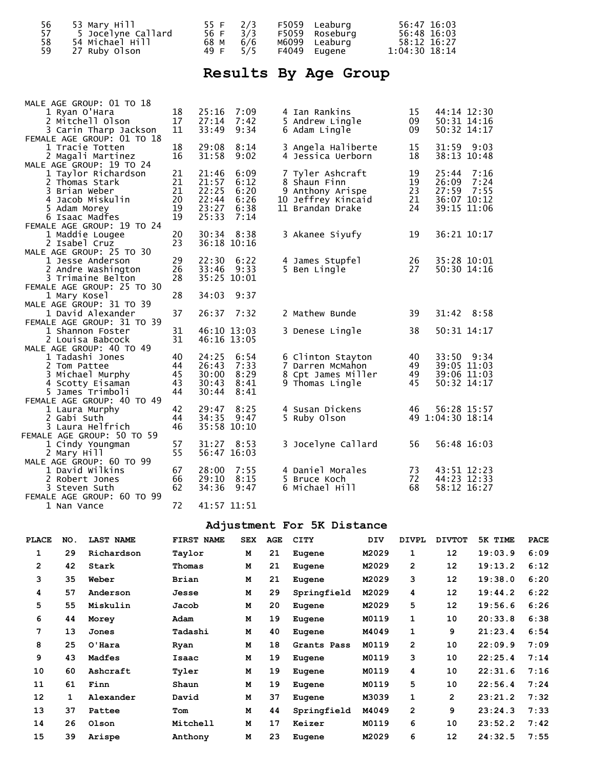| | | | | | | | |
|---|---|---|---|---|---|---|---|
| 56 | 53 Mary Hill | 55 F | 2/3 | F5059 | Leaburg | 56:47 | 16:03 |
| 57 | 5 Jocelyne Callard | 56 F | 3/3 | F5059 | Roseburg | 56:48 | 16:03 |
| 58 | 54 Michael Hill | 68 M | 6/6 | M6099 | Leaburg | 58:12 | 16:27 |
| 59 | 27 Ruby Olson | 49 F | 5/5 | F4049 | Eugene | 1:04:30 | 18:14 |

# Results By Age Group

**MALE AGE GROUP: 01 TO 18**

| Place | Name | Age | Time | Pace |
|---|---|---|---|---|
| 1 | Ryan O'Hara | 18 | 25:16 | 7:09 |
| 2 | Mitchell Olson | 17 | 27:14 | 7:42 |
| 3 | Carin Tharp Jackson | 11 | 33:49 | 9:34 |
| 4 | Ian Rankins | 15 | 44:14 | 12:30 |
| 5 | Andrew Lingle | 09 | 50:31 | 14:16 |
| 6 | Adam Lingle | 09 | 50:32 | 14:17 |

**FEMALE AGE GROUP: 01 TO 18**

| Place | Name | Age | Time | Pace |
|---|---|---|---|---|
| 1 | Tracie Totten | 18 | 29:08 | 8:14 |
| 2 | Magali Martinez | 16 | 31:58 | 9:02 |
| 3 | Angela Haliberte | 15 | 31:59 | 9:03 |
| 4 | Jessica Uerborn | 18 | 38:13 | 10:48 |

**MALE AGE GROUP: 19 TO 24**

| Place | Name | Age | Time | Pace |
|---|---|---|---|---|
| 1 | Taylor Richardson | 21 | 21:46 | 6:09 |
| 2 | Thomas Stark | 21 | 21:57 | 6:12 |
| 3 | Brian Weber | 21 | 22:25 | 6:20 |
| 4 | Jacob Miskulin | 20 | 22:44 | 6:26 |
| 5 | Adam Morey | 19 | 23:27 | 6:38 |
| 6 | Isaac Madfes | 19 | 25:33 | 7:14 |
| 7 | Tyler Ashcraft | 19 | 25:44 | 7:16 |
| 8 | Shaun Finn | 19 | 26:09 | 7:24 |
| 9 | Anthony Arispe | 23 | 27:59 | 7:55 |
| 10 | Jeffrey Kincaid | 21 | 36:07 | 10:12 |
| 11 | Brandan Drake | 24 | 39:15 | 11:06 |

**FEMALE AGE GROUP: 19 TO 24**

| Place | Name | Age | Time | Pace |
|---|---|---|---|---|
| 1 | Maddie Lougee | 20 | 30:34 | 8:38 |
| 2 | Isabel Cruz | 23 | 36:18 | 10:16 |
| 3 | Akanee Siyufy | 19 | 36:21 | 10:17 |

**MALE AGE GROUP: 25 TO 30**

| Place | Name | Age | Time | Pace |
|---|---|---|---|---|
| 1 | Jesse Anderson | 29 | 22:30 | 6:22 |
| 2 | Andre Washington | 26 | 33:46 | 9:33 |
| 3 | Trimaine Belton | 28 | 35:25 | 10:01 |
| 4 | James Stupfel | 26 | 35:28 | 10:01 |
| 5 | Ben Lingle | 27 | 50:30 | 14:16 |

**FEMALE AGE GROUP: 25 TO 30**

| Place | Name | Age | Time | Pace |
|---|---|---|---|---|
| 1 | Mary Kosel | 28 | 34:03 | 9:37 |

**MALE AGE GROUP: 31 TO 39**

| Place | Name | Age | Time | Pace |
|---|---|---|---|---|
| 1 | David Alexander | 37 | 26:37 | 7:32 |
| 2 | Mathew Bunde | 39 | 31:42 | 8:58 |

**FEMALE AGE GROUP: 31 TO 39**

| Place | Name | Age | Time | Pace |
|---|---|---|---|---|
| 1 | Shannon Foster | 31 | 46:10 | 13:03 |
| 2 | Louisa Babcock | 31 | 46:16 | 13:05 |
| 3 | Denese Lingle | 38 | 50:31 | 14:17 |

**MALE AGE GROUP: 40 TO 49**

| Place | Name | Age | Time | Pace |
|---|---|---|---|---|
| 1 | Tadashi Jones | 40 | 24:25 | 6:54 |
| 2 | Tom Pattee | 44 | 26:43 | 7:33 |
| 3 | Michael Murphy | 45 | 30:00 | 8:29 |
| 4 | Scotty Eisaman | 43 | 30:43 | 8:41 |
| 5 | James Trimboli | 44 | 30:44 | 8:41 |
| 6 | Clinton Stayton | 40 | 33:50 | 9:34 |
| 7 | Darren McMahon | 49 | 39:05 | 11:03 |
| 8 | Cpt James Miller | 49 | 39:06 | 11:03 |
| 9 | Thomas Lingle | 45 | 50:32 | 14:17 |

**FEMALE AGE GROUP: 40 TO 49**

| Place | Name | Age | Time | Pace |
|---|---|---|---|---|
| 1 | Laura Murphy | 42 | 29:47 | 8:25 |
| 2 | Gabi Suth | 44 | 34:35 | 9:47 |
| 3 | Laura Helfrich | 46 | 35:58 | 10:10 |
| 4 | Susan Dickens | 46 | 56:28 | 15:57 |
| 5 | Ruby Olson | 49 | 1:04:30 | 18:14 |

**FEMALE AGE GROUP: 50 TO 59**

| Place | Name | Age | Time | Pace |
|---|---|---|---|---|
| 1 | Cindy Youngman | 57 | 31:27 | 8:53 |
| 2 | Mary Hill | 55 | 56:47 | 16:03 |
| 3 | Jocelyne Callard | 56 | 56:48 | 16:03 |

**MALE AGE GROUP: 60 TO 99**

| Place | Name | Age | Time | Pace |
|---|---|---|---|---|
| 1 | David Wilkins | 67 | 28:00 | 7:55 |
| 2 | Robert Jones | 66 | 29:10 | 8:15 |
| 3 | Steven Suth | 62 | 34:36 | 9:47 |
| 4 | Daniel Morales | 73 | 43:51 | 12:23 |
| 5 | Bruce Koch | 72 | 44:23 | 12:33 |
| 6 | Michael Hill | 68 | 58:12 | 16:27 |

**FEMALE AGE GROUP: 60 TO 99**

| Place | Name | Age | Time | Pace |
|---|---|---|---|---|
| 1 | Nan Vance | 72 | 41:57 | 11:51 |

## Adjustment For 5K Distance

| PLACE | NO. | LAST NAME | FIRST NAME | SEX | AGE | CITY | DIV | DIVPL | DIVTOT | 5K TIME | PACE |
|---|---|---|---|---|---|---|---|---|---|---|---|
| 1 | 29 | Richardson | Taylor | M | 21 | Eugene | M2029 | 1 | 12 | 19:03.9 | 6:09 |
| 2 | 42 | Stark | Thomas | M | 21 | Eugene | M2029 | 2 | 12 | 19:13.2 | 6:12 |
| 3 | 35 | Weber | Brian | M | 21 | Eugene | M2029 | 3 | 12 | 19:38.0 | 6:20 |
| 4 | 57 | Anderson | Jesse | M | 29 | Springfield | M2029 | 4 | 12 | 19:44.2 | 6:22 |
| 5 | 55 | Miskulin | Jacob | M | 20 | Eugene | M2029 | 5 | 12 | 19:56.6 | 6:26 |
| 6 | 44 | Morey | Adam | M | 19 | Eugene | M0119 | 1 | 10 | 20:33.8 | 6:38 |
| 7 | 13 | Jones | Tadashi | M | 40 | Eugene | M4049 | 1 | 9 | 21:23.4 | 6:54 |
| 8 | 25 | O'Hara | Ryan | M | 18 | Grants Pass | M0119 | 2 | 10 | 22:09.9 | 7:09 |
| 9 | 43 | Madfes | Isaac | M | 19 | Eugene | M0119 | 3 | 10 | 22:25.4 | 7:14 |
| 10 | 60 | Ashcraft | Tyler | M | 19 | Eugene | M0119 | 4 | 10 | 22:31.6 | 7:16 |
| 11 | 61 | Finn | Shaun | M | 19 | Eugene | M0119 | 5 | 10 | 22:56.4 | 7:24 |
| 12 | 1 | Alexander | David | M | 37 | Eugene | M3039 | 1 | 2 | 23:21.2 | 7:32 |
| 13 | 37 | Pattee | Tom | M | 44 | Springfield | M4049 | 2 | 9 | 23:24.3 | 7:33 |
| 14 | 26 | Olson | Mitchell | M | 17 | Keizer | M0119 | 6 | 10 | 23:52.2 | 7:42 |
| 15 | 39 | Arispe | Anthony | M | 23 | Eugene | M2029 | 6 | 12 | 24:32.5 | 7:55 |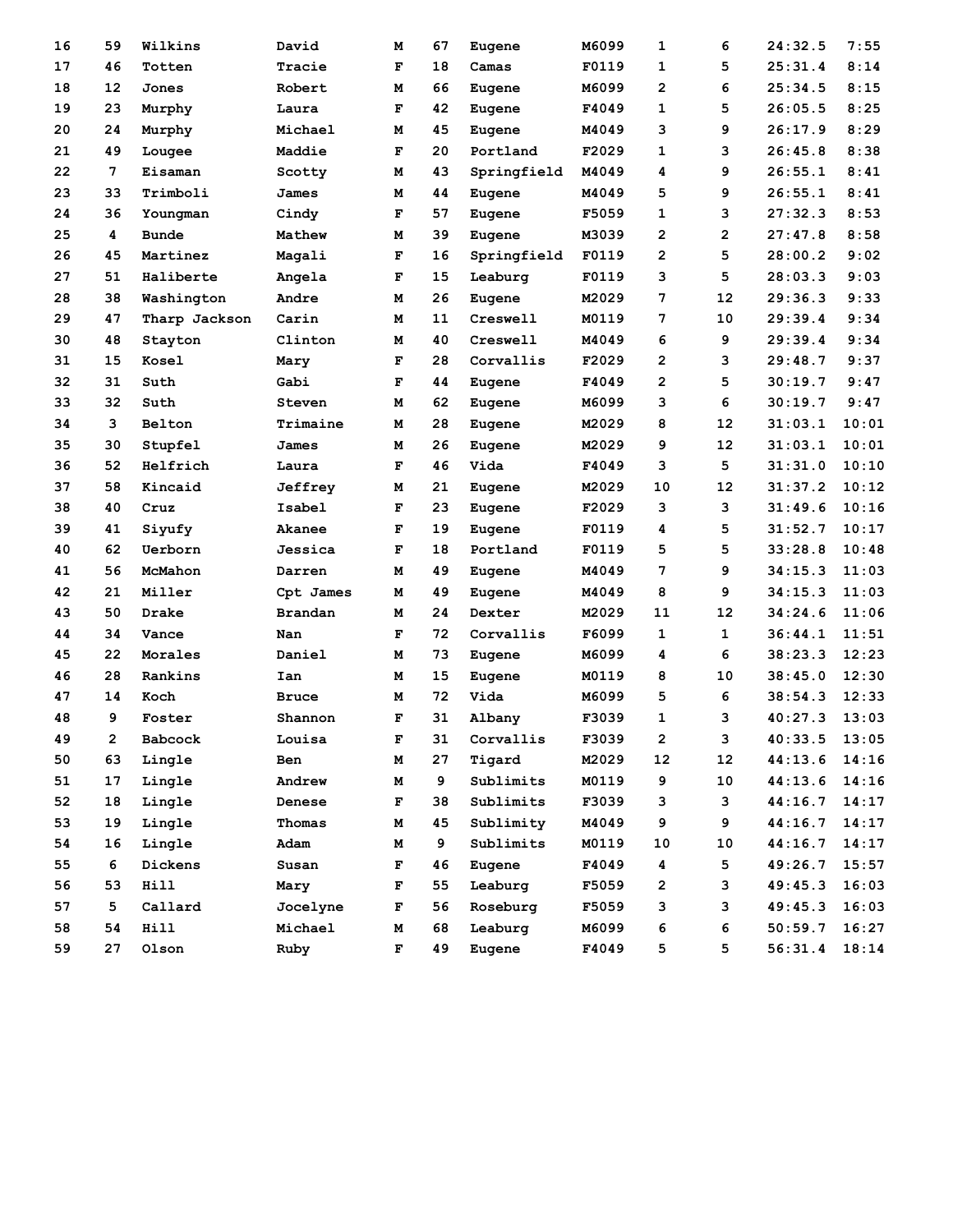| | | | | | | | | | | | |
|---|---|---|---|---|---|---|---|---|---|---|---|
| 16 | 59 | Wilkins | David | M | 67 | Eugene | M6099 | 1 | 6 | 24:32.5 | 7:55 |
| 17 | 46 | Totten | Tracie | F | 18 | Camas | F0119 | 1 | 5 | 25:31.4 | 8:14 |
| 18 | 12 | Jones | Robert | M | 66 | Eugene | M6099 | 2 | 6 | 25:34.5 | 8:15 |
| 19 | 23 | Murphy | Laura | F | 42 | Eugene | F4049 | 1 | 5 | 26:05.5 | 8:25 |
| 20 | 24 | Murphy | Michael | M | 45 | Eugene | M4049 | 3 | 9 | 26:17.9 | 8:29 |
| 21 | 49 | Lougee | Maddie | F | 20 | Portland | F2029 | 1 | 3 | 26:45.8 | 8:38 |
| 22 | 7 | Eisaman | Scotty | M | 43 | Springfield | M4049 | 4 | 9 | 26:55.1 | 8:41 |
| 23 | 33 | Trimboli | James | M | 44 | Eugene | M4049 | 5 | 9 | 26:55.1 | 8:41 |
| 24 | 36 | Youngman | Cindy | F | 57 | Eugene | F5059 | 1 | 3 | 27:32.3 | 8:53 |
| 25 | 4 | Bunde | Mathew | M | 39 | Eugene | M3039 | 2 | 2 | 27:47.8 | 8:58 |
| 26 | 45 | Martinez | Magali | F | 16 | Springfield | F0119 | 2 | 5 | 28:00.2 | 9:02 |
| 27 | 51 | Haliberte | Angela | F | 15 | Leaburg | F0119 | 3 | 5 | 28:03.3 | 9:03 |
| 28 | 38 | Washington | Andre | M | 26 | Eugene | M2029 | 7 | 12 | 29:36.3 | 9:33 |
| 29 | 47 | Tharp Jackson | Carin | M | 11 | Creswell | M0119 | 7 | 10 | 29:39.4 | 9:34 |
| 30 | 48 | Stayton | Clinton | M | 40 | Creswell | M4049 | 6 | 9 | 29:39.4 | 9:34 |
| 31 | 15 | Kosel | Mary | F | 28 | Corvallis | F2029 | 2 | 3 | 29:48.7 | 9:37 |
| 32 | 31 | Suth | Gabi | F | 44 | Eugene | F4049 | 2 | 5 | 30:19.7 | 9:47 |
| 33 | 32 | Suth | Steven | M | 62 | Eugene | M6099 | 3 | 6 | 30:19.7 | 9:47 |
| 34 | 3 | Belton | Trimaine | M | 28 | Eugene | M2029 | 8 | 12 | 31:03.1 | 10:01 |
| 35 | 30 | Stupfel | James | M | 26 | Eugene | M2029 | 9 | 12 | 31:03.1 | 10:01 |
| 36 | 52 | Helfrich | Laura | F | 46 | Vida | F4049 | 3 | 5 | 31:31.0 | 10:10 |
| 37 | 58 | Kincaid | Jeffrey | M | 21 | Eugene | M2029 | 10 | 12 | 31:37.2 | 10:12 |
| 38 | 40 | Cruz | Isabel | F | 23 | Eugene | F2029 | 3 | 3 | 31:49.6 | 10:16 |
| 39 | 41 | Siyufy | Akanee | F | 19 | Eugene | F0119 | 4 | 5 | 31:52.7 | 10:17 |
| 40 | 62 | Uerborn | Jessica | F | 18 | Portland | F0119 | 5 | 5 | 33:28.8 | 10:48 |
| 41 | 56 | McMahon | Darren | M | 49 | Eugene | M4049 | 7 | 9 | 34:15.3 | 11:03 |
| 42 | 21 | Miller | Cpt James | M | 49 | Eugene | M4049 | 8 | 9 | 34:15.3 | 11:03 |
| 43 | 50 | Drake | Brandan | M | 24 | Dexter | M2029 | 11 | 12 | 34:24.6 | 11:06 |
| 44 | 34 | Vance | Nan | F | 72 | Corvallis | F6099 | 1 | 1 | 36:44.1 | 11:51 |
| 45 | 22 | Morales | Daniel | M | 73 | Eugene | M6099 | 4 | 6 | 38:23.3 | 12:23 |
| 46 | 28 | Rankins | Ian | M | 15 | Eugene | M0119 | 8 | 10 | 38:45.0 | 12:30 |
| 47 | 14 | Koch | Bruce | M | 72 | Vida | M6099 | 5 | 6 | 38:54.3 | 12:33 |
| 48 | 9 | Foster | Shannon | F | 31 | Albany | F3039 | 1 | 3 | 40:27.3 | 13:03 |
| 49 | 2 | Babcock | Louisa | F | 31 | Corvallis | F3039 | 2 | 3 | 40:33.5 | 13:05 |
| 50 | 63 | Lingle | Ben | M | 27 | Tigard | M2029 | 12 | 12 | 44:13.6 | 14:16 |
| 51 | 17 | Lingle | Andrew | M | 9 | Sublimits | M0119 | 9 | 10 | 44:13.6 | 14:16 |
| 52 | 18 | Lingle | Denese | F | 38 | Sublimits | F3039 | 3 | 3 | 44:16.7 | 14:17 |
| 53 | 19 | Lingle | Thomas | M | 45 | Sublimity | M4049 | 9 | 9 | 44:16.7 | 14:17 |
| 54 | 16 | Lingle | Adam | M | 9 | Sublimits | M0119 | 10 | 10 | 44:16.7 | 14:17 |
| 55 | 6 | Dickens | Susan | F | 46 | Eugene | F4049 | 4 | 5 | 49:26.7 | 15:57 |
| 56 | 53 | Hill | Mary | F | 55 | Leaburg | F5059 | 2 | 3 | 49:45.3 | 16:03 |
| 57 | 5 | Callard | Jocelyne | F | 56 | Roseburg | F5059 | 3 | 3 | 49:45.3 | 16:03 |
| 58 | 54 | Hill | Michael | M | 68 | Leaburg | M6099 | 6 | 6 | 50:59.7 | 16:27 |
| 59 | 27 | Olson | Ruby | F | 49 | Eugene | F4049 | 5 | 5 | 56:31.4 | 18:14 |